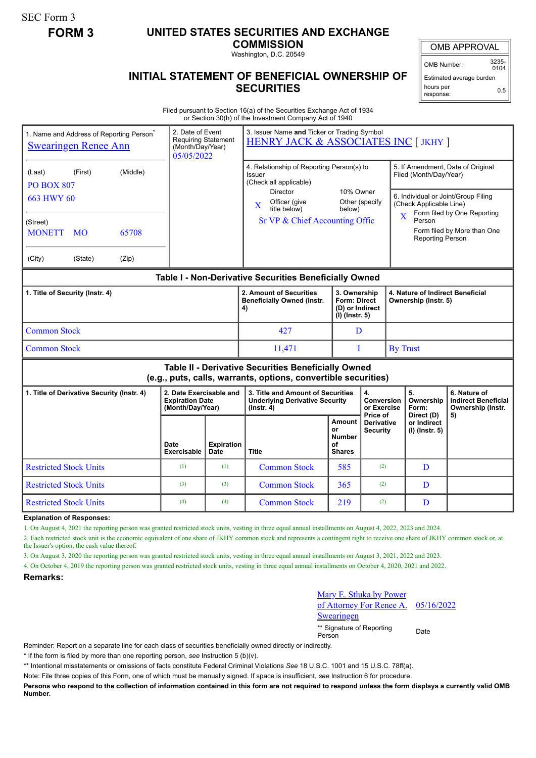SEC Form 3

# FORM 3

## UNITED STATES SECURITIES AND EXCHANGE COMMISSION

Washington, D.C. 20549

## INITIAL STATEMENT OF BENEFICIAL OWNERSHIP OF SECURITIES

| OMB APPROVAL | |
|---|---|
| OMB Number: | 3235-0104 |
| Estimated average burden hours per response: | 0.5 |

Filed pursuant to Section 16(a) of the Securities Exchange Act of 1934 or Section 30(h) of the Investment Company Act of 1940

| 1. Name and Address of Reporting Person* | 2. Date of Event Requiring Statement (Month/Day/Year) | 3. Issuer Name and Ticker or Trading Symbol |
|---|---|---|
| Swearingen Renee Ann | 05/05/2022 | HENRY JACK & ASSOCIATES INC [ JKHY ] |
| (Last) (First) (Middle) PO BOX 807 663 HWY 60 | | 4. Relationship of Reporting Person(s) to Issuer (Check all applicable): Director; 10% Owner; X Officer (give title below); Other (specify below) — Sr VP & Chief Accounting Offic |
| (Street) MONETT MO 65708 | | 5. If Amendment, Date of Original Filed (Month/Day/Year) |
| (City) (State) (Zip) | | 6. Individual or Joint/Group Filing (Check Applicable Line): X Form filed by One Reporting Person; Form filed by More than One Reporting Person |

### Table I - Non-Derivative Securities Beneficially Owned

| 1. Title of Security (Instr. 4) | 2. Amount of Securities Beneficially Owned (Instr. 4) | 3. Ownership Form: Direct (D) or Indirect (I) (Instr. 5) | 4. Nature of Indirect Beneficial Ownership (Instr. 5) |
|---|---|---|---|
| Common Stock | 427 | D | |
| Common Stock | 11,471 | I | By Trust |

### Table II - Derivative Securities Beneficially Owned (e.g., puts, calls, warrants, options, convertible securities)

| 1. Title of Derivative Security (Instr. 4) | 2. Date Exercisable and Expiration Date (Month/Day/Year) | | 3. Title and Amount of Securities Underlying Derivative Security (Instr. 4) | | 4. Conversion or Exercise Price of Derivative Security | 5. Ownership Form: Direct (D) or Indirect (I) (Instr. 5) | 6. Nature of Indirect Beneficial Ownership (Instr. 5) |
|---|---|---|---|---|---|---|---|
| | Date Exercisable | Expiration Date | Title | Amount or Number of Shares | | | |
| Restricted Stock Units | (1) | (1) | Common Stock | 585 | (2) | D | |
| Restricted Stock Units | (3) | (3) | Common Stock | 365 | (2) | D | |
| Restricted Stock Units | (4) | (4) | Common Stock | 219 | (2) | D | |

**Explanation of Responses:**

1. On August 4, 2021 the reporting person was granted restricted stock units, vesting in three equal annual installments on August 4, 2022, 2023 and 2024.
2. Each restricted stock unit is the economic equivalent of one share of JKHY common stock and represents a contingent right to receive one share of JKHY common stock or, at the Issuer's option, the cash value thereof.
3. On August 3, 2020 the reporting person was granted restricted stock units, vesting in three equal annual installments on August 3, 2021, 2022 and 2023.
4. On October 4, 2019 the reporting person was granted restricted stock units, vesting in three equal annual installments on October 4, 2020, 2021 and 2022.

**Remarks:**

Mary E. Stluka by Power of Attorney For Renee A. Swearingen — 05/16/2022

** Signature of Reporting Person — Date

Reminder: Report on a separate line for each class of securities beneficially owned directly or indirectly.

* If the form is filed by more than one reporting person, *see* Instruction 5 (b)(v).

** Intentional misstatements or omissions of facts constitute Federal Criminal Violations *See* 18 U.S.C. 1001 and 15 U.S.C. 78ff(a).

Note: File three copies of this Form, one of which must be manually signed. If space is insufficient, *see* Instruction 6 for procedure.

**Persons who respond to the collection of information contained in this form are not required to respond unless the form displays a currently valid OMB Number.**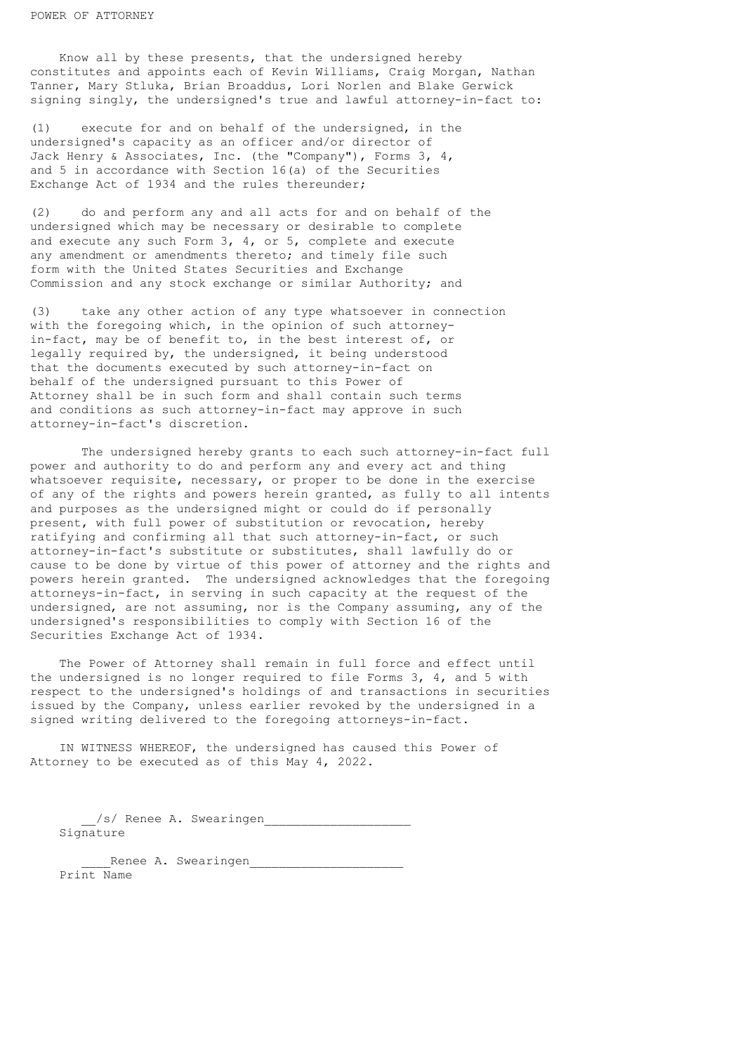# POWER OF ATTORNEY

Know all by these presents, that the undersigned hereby constitutes and appoints each of Kevin Williams, Craig Morgan, Nathan Tanner, Mary Stluka, Brian Broaddus, Lori Norlen and Blake Gerwick signing singly, the undersigned's true and lawful attorney-in-fact to:

(1) execute for and on behalf of the undersigned, in the undersigned's capacity as an officer and/or director of Jack Henry & Associates, Inc. (the "Company"), Forms 3, 4, and 5 in accordance with Section 16(a) of the Securities Exchange Act of 1934 and the rules thereunder;

(2) do and perform any and all acts for and on behalf of the undersigned which may be necessary or desirable to complete and execute any such Form 3, 4, or 5, complete and execute any amendment or amendments thereto; and timely file such form with the United States Securities and Exchange Commission and any stock exchange or similar Authority; and

(3) take any other action of any type whatsoever in connection with the foregoing which, in the opinion of such attorney-in-fact, may be of benefit to, in the best interest of, or legally required by, the undersigned, it being understood that the documents executed by such attorney-in-fact on behalf of the undersigned pursuant to this Power of Attorney shall be in such form and shall contain such terms and conditions as such attorney-in-fact may approve in such attorney-in-fact's discretion.

The undersigned hereby grants to each such attorney-in-fact full power and authority to do and perform any and every act and thing whatsoever requisite, necessary, or proper to be done in the exercise of any of the rights and powers herein granted, as fully to all intents and purposes as the undersigned might or could do if personally present, with full power of substitution or revocation, hereby ratifying and confirming all that such attorney-in-fact, or such attorney-in-fact's substitute or substitutes, shall lawfully do or cause to be done by virtue of this power of attorney and the rights and powers herein granted. The undersigned acknowledges that the foregoing attorneys-in-fact, in serving in such capacity at the request of the undersigned, are not assuming, nor is the Company assuming, any of the undersigned's responsibilities to comply with Section 16 of the Securities Exchange Act of 1934.

The Power of Attorney shall remain in full force and effect until the undersigned is no longer required to file Forms 3, 4, and 5 with respect to the undersigned's holdings of and transactions in securities issued by the Company, unless earlier revoked by the undersigned in a signed writing delivered to the foregoing attorneys-in-fact.

IN WITNESS WHEREOF, the undersigned has caused this Power of Attorney to be executed as of this May 4, 2022.

/s/ Renee A. Swearingen
Signature

Renee A. Swearingen
Print Name